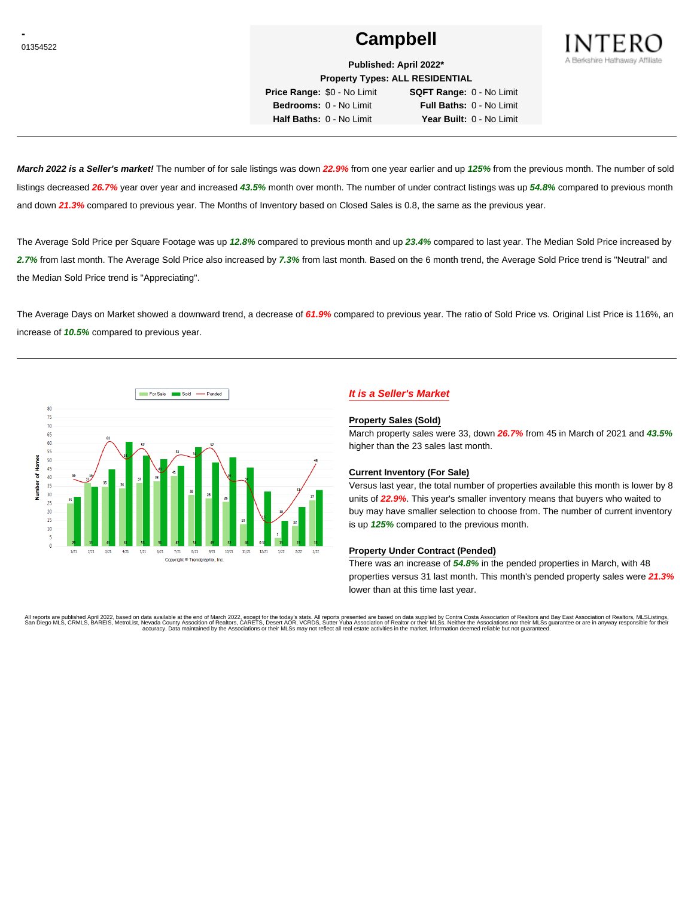-
01354522

# Campbell

INTERO
A Berkshire Hathaway Affiliate

**Published: April 2022***
**Property Types: ALL RESIDENTIAL**

**Price Range:** $0 - No Limit  **SQFT Range:** 0 - No Limit
**Bedrooms:** 0 - No Limit  **Full Baths:** 0 - No Limit
**Half Baths:** 0 - No Limit  **Year Built:** 0 - No Limit

---

***March 2022 is a Seller's market!*** The number of for sale listings was down ***22.9%*** from one year earlier and up ***125%*** from the previous month. The number of sold listings decreased ***26.7%*** year over year and increased ***43.5%*** month over month. The number of under contract listings was up ***54.8%*** compared to previous month and down ***21.3%*** compared to previous year. The Months of Inventory based on Closed Sales is 0.8, the same as the previous year.

The Average Sold Price per Square Footage was up ***12.8%*** compared to previous month and up ***23.4%*** compared to last year. The Median Sold Price increased by ***2.7%*** from last month. The Average Sold Price also increased by ***7.3%*** from last month. Based on the 6 month trend, the Average Sold Price trend is "Neutral" and the Median Sold Price trend is "Appreciating".

The Average Days on Market showed a downward trend, a decrease of ***61.9%*** compared to previous year. The ratio of Sold Price vs. Original List Price is 116%, an increase of ***10.5%*** compared to previous year.

---

Copyright © Trendgraphix, Inc.

## *It is a Seller's Market*

### Property Sales (Sold)

March property sales were 33, down ***26.7%*** from 45 in March of 2021 and ***43.5%*** higher than the 23 sales last month.

### Current Inventory (For Sale)

Versus last year, the total number of properties available this month is lower by 8 units of ***22.9%***. This year's smaller inventory means that buyers who waited to buy may have smaller selection to choose from. The number of current inventory is up ***125%*** compared to the previous month.

### Property Under Contract (Pended)

There was an increase of ***54.8%*** in the pended properties in March, with 48 properties versus 31 last month. This month's pended property sales were ***21.3%*** lower than at this time last year.

All reports are published April 2022, based on data available at the end of March 2022, except for the today's stats. All reports presented are based on data supplied by Contra Costa Association of Realtors and Bay East Association of Realtors, MLSListings, San Diego MLS, CRMLS, BAREIS, MetroList, Nevada County Association of Realtors, CARETS, Desert AOR, VCRDS, Sutter Yuba Association of Realtor or their MLSs. Neither the Associations nor their MLSs guarantee or are in anyway responsible for their accuracy. Data maintained by the Associations or their MLSs may not reflect all real estate activities in the market. Information deemed reliable but not guaranteed.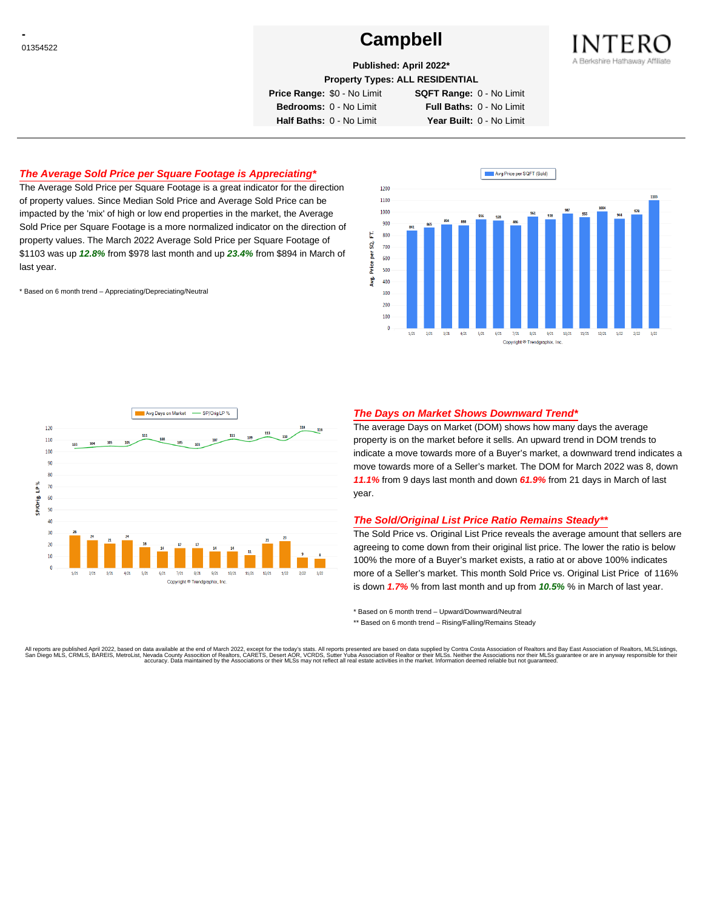-
01354522

# Campbell

**Published: April 2022***

**Property Types: ALL RESIDENTIAL**

| | | | |
|---|---|---|---|
| **Price Range:** | $0 - No Limit | **SQFT Range:** | 0 - No Limit |
| **Bedrooms:** | 0 - No Limit | **Full Baths:** | 0 - No Limit |
| **Half Baths:** | 0 - No Limit | **Year Built:** | 0 - No Limit |

INTERO
A Berkshire Hathaway Affiliate

## *The Average Sold Price per Square Footage is Appreciating**

The Average Sold Price per Square Footage is a great indicator for the direction of property values. Since Median Sold Price and Average Sold Price can be impacted by the 'mix' of high or low end properties in the market, the Average Sold Price per Square Footage is a more normalized indicator on the direction of property values. The March 2022 Average Sold Price per Square Footage of $1103 was up ***12.8%*** from $978 last month and up ***23.4%*** from $894 in March of last year.

* Based on 6 month trend – Appreciating/Depreciating/Neutral

| Month | Avg Price per SQFT (Sold) |
|---|---|
| 1/21 | 841 |
| 2/21 | 865 |
| 3/21 | 894 |
| 4/21 | 888 |
| 5/21 | 936 |
| 6/21 | 928 |
| 7/21 | 886 |
| 8/21 | 961 |
| 9/21 | 938 |
| 10/21 | 987 |
| 11/21 | 955 |
| 12/21 | 1004 |
| 1/22 | 944 |
| 2/22 | 978 |
| 3/22 | 1103 |

Copyright ® Trendgraphix, Inc.

| Month | Avg Days on Market | SP/Orig LP % |
|---|---|---|
| 1/21 | 28 | 103 |
| 2/21 | 24 | 104 |
| 3/21 | 21 | 105 |
| 4/21 | 24 | 105 |
| 5/21 | 18 | 111 |
| 6/21 | 14 | 108 |
| 7/21 | 17 | 105 |
| 8/21 | 17 | 103 |
| 9/21 | 14 | 107 |
| 10/21 | 14 | 111 |
| 11/21 | 11 | 109 |
| 12/21 | 21 | 113 |
| 1/22 | 23 | 110 |
| 2/22 | 9 | 118 |
| 3/22 | 8 | 116 |

Copyright ® Trendgraphix, Inc.

## *The Days on Market Shows Downward Trend**

The average Days on Market (DOM) shows how many days the average property is on the market before it sells. An upward trend in DOM trends to indicate a move towards more of a Buyer's market, a downward trend indicates a move towards more of a Seller's market. The DOM for March 2022 was 8, down ***11.1%*** from 9 days last month and down ***61.9%*** from 21 days in March of last year.

## *The Sold/Original List Price Ratio Remains Steady***

The Sold Price vs. Original List Price reveals the average amount that sellers are agreeing to come down from their original list price. The lower the ratio is below 100% the more of a Buyer's market exists, a ratio at or above 100% indicates more of a Seller's market. This month Sold Price vs. Original List Price of 116% is down ***1.7%*** % from last month and up from ***10.5%*** % in March of last year.

* Based on 6 month trend – Upward/Downward/Neutral

** Based on 6 month trend – Rising/Falling/Remains Steady

All reports are published April 2022, based on data available at the end of March 2022, except for the today's stats. All reports presented are based on data supplied by Contra Costa Association of Realtors and Bay East Association of Realtors, MLSListings, San Diego MLS, CRMLS, BAREIS, MetroList, Nevada County Association of Realtors, CARETS, Desert AOR, VCRDS, Sutter Yuba Association of Realtor or their MLSs. Neither the Associations nor their MLSs guarantee or are in anyway responsible for their accuracy. Data maintained by the Associations or their MLSs may not reflect all real estate activities in the market. Information deemed reliable but not guaranteed.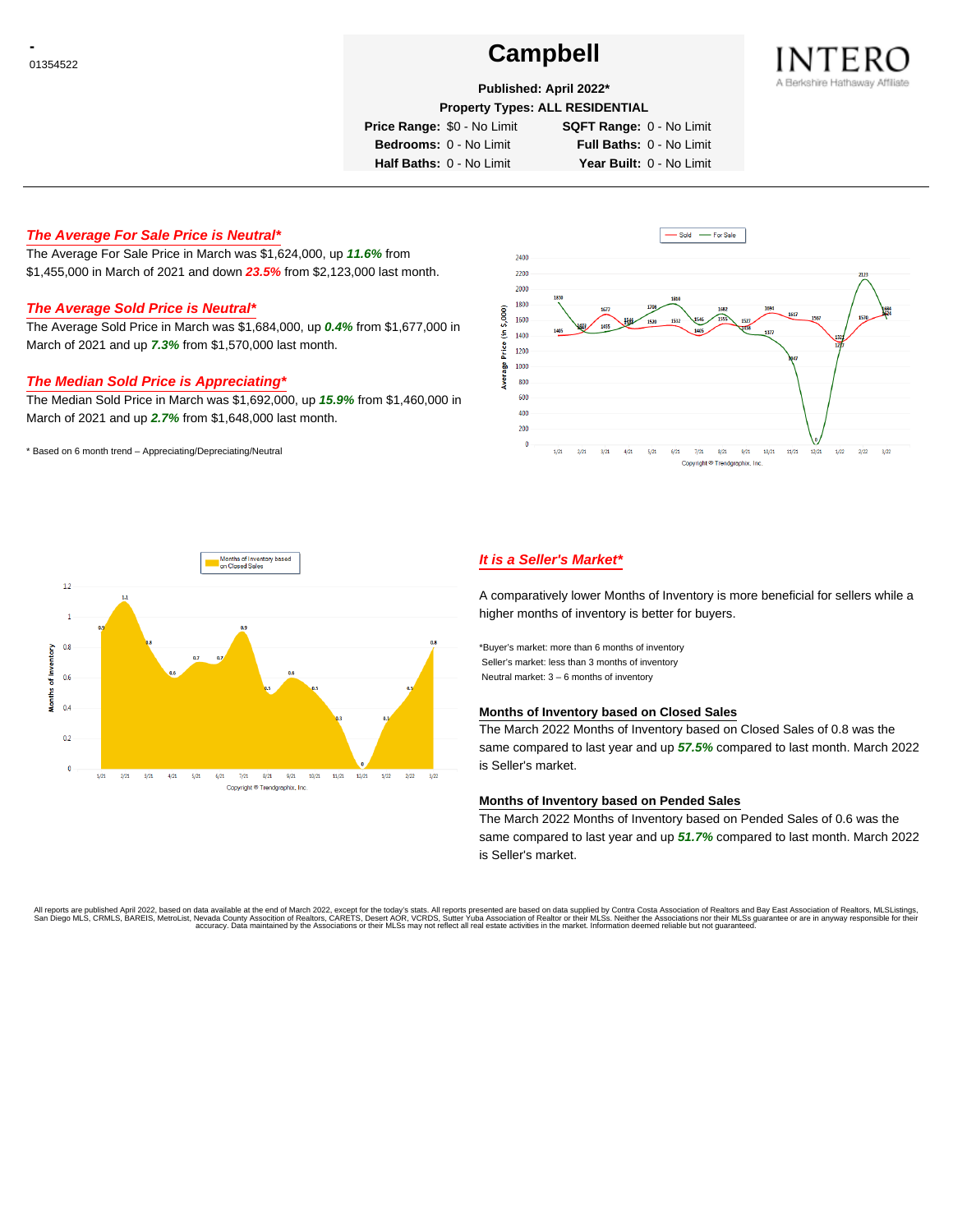-
01354522

# Campbell

**Published: April 2022***

**Property Types: ALL RESIDENTIAL**

| | | | |
|---|---|---|---|
| **Price Range:** | $0 - No Limit | **SQFT Range:** | 0 - No Limit |
| **Bedrooms:** | 0 - No Limit | **Full Baths:** | 0 - No Limit |
| **Half Baths:** | 0 - No Limit | **Year Built:** | 0 - No Limit |

INTERO
A Berkshire Hathaway Affiliate

## *The Average For Sale Price is Neutral**

The Average For Sale Price in March was $1,624,000, up ***11.6%*** from $1,455,000 in March of 2021 and down ***23.5%*** from $2,123,000 last month.

## *The Average Sold Price is Neutral**

The Average Sold Price in March was $1,684,000, up ***0.4%*** from $1,677,000 in March of 2021 and up ***7.3%*** from $1,570,000 last month.

## *The Median Sold Price is Appreciating**

The Median Sold Price in March was $1,692,000, up ***15.9%*** from $1,460,000 in March of 2021 and up ***2.7%*** from $1,648,000 last month.

* Based on 6 month trend – Appreciating/Depreciating/Neutral

## *It is a Seller's Market**

A comparatively lower Months of Inventory is more beneficial for sellers while a higher months of inventory is better for buyers.

*Buyer's market: more than 6 months of inventory
Seller's market: less than 3 months of inventory
Neutral market: 3 – 6 months of inventory

### Months of Inventory based on Closed Sales

The March 2022 Months of Inventory based on Closed Sales of 0.8 was the same compared to last year and up ***57.5%*** compared to last month. March 2022 is Seller's market.

### Months of Inventory based on Pended Sales

The March 2022 Months of Inventory based on Pended Sales of 0.6 was the same compared to last year and up ***51.7%*** compared to last month. March 2022 is Seller's market.

All reports are published April 2022, based on data available at the end of March 2022, except for the today's stats. All reports presented are based on data supplied by Contra Costa Association of Realtors and Bay East Association of Realtors, MLSListings, San Diego MLS, CRMLS, BAREIS, MetroList, Nevada County Association of Realtors, CARETS, Desert AOR, VCRDS, Sutter Yuba Association of Realtor or their MLSs. Neither the Associations nor their MLSs guarantee or are in anyway responsible for their accuracy. Data maintained by the Associations or their MLSs may not reflect all real estate activities in the market. Information deemed reliable but not guaranteed.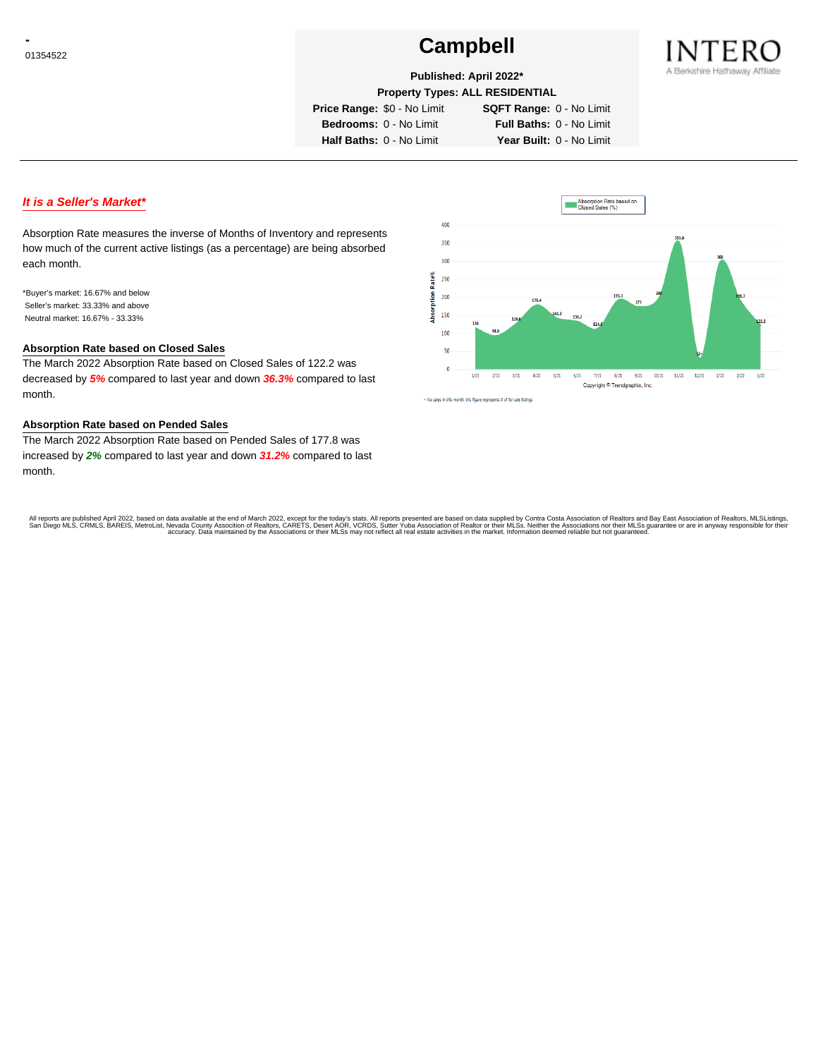-
01354522

# Campbell

**Published: April 2022***

**Property Types: ALL RESIDENTIAL**

**Price Range:** $0 - No Limit **SQFT Range:** 0 - No Limit
**Bedrooms:** 0 - No Limit **Full Baths:** 0 - No Limit
**Half Baths:** 0 - No Limit **Year Built:** 0 - No Limit

INTERO
A Berkshire Hathaway Affiliate

## *It is a Seller's Market**

Absorption Rate measures the inverse of Months of Inventory and represents how much of the current active listings (as a percentage) are being absorbed each month.

*Buyer's market: 16.67% and below
Seller's market: 33.33% and above
Neutral market: 16.67% - 33.33%

Absorption Rate based on Closed Sales (%)

400
350
300
250
200
150
100
50
0

Absorption Rate%

116
98.8
128.6
176.4
143.2
136.2
114.6
193.3
175
200
355.8
32*
300
191.7
122.2

1/21 2/21 3/21 4/21 5/21 6/21 7/21 8/21 9/21 10/21 11/21 12/21 1/22 2/22 3/22

Copyright © Trendgraphix, Inc.

* No sales in this month, this figure represents # of for sale listings

### Absorption Rate based on Closed Sales

The March 2022 Absorption Rate based on Closed Sales of 122.2 was decreased by ***5%*** compared to last year and down ***36.3%*** compared to last month.

### Absorption Rate based on Pended Sales

The March 2022 Absorption Rate based on Pended Sales of 177.8 was increased by ***2%*** compared to last year and down ***31.2%*** compared to last month.

All reports are published April 2022, based on data available at the end of March 2022, except for the today's stats. All reports presented are based on data supplied by Contra Costa Association of Realtors and Bay East Association of Realtors, MLSListings, San Diego MLS, CRMLS, BAREIS, MetroList, Nevada County Assocition of Realtors, CARETS, Desert AOR, VCRDS, Sutter Yuba Association of Realtor or their MLSs. Neither the Associations nor their MLSs guarantee or are in anyway responsible for their accuracy. Data maintained by the Associations or their MLSs may not reflect all real estate activities in the market. Information deemed reliable but not guaranteed.